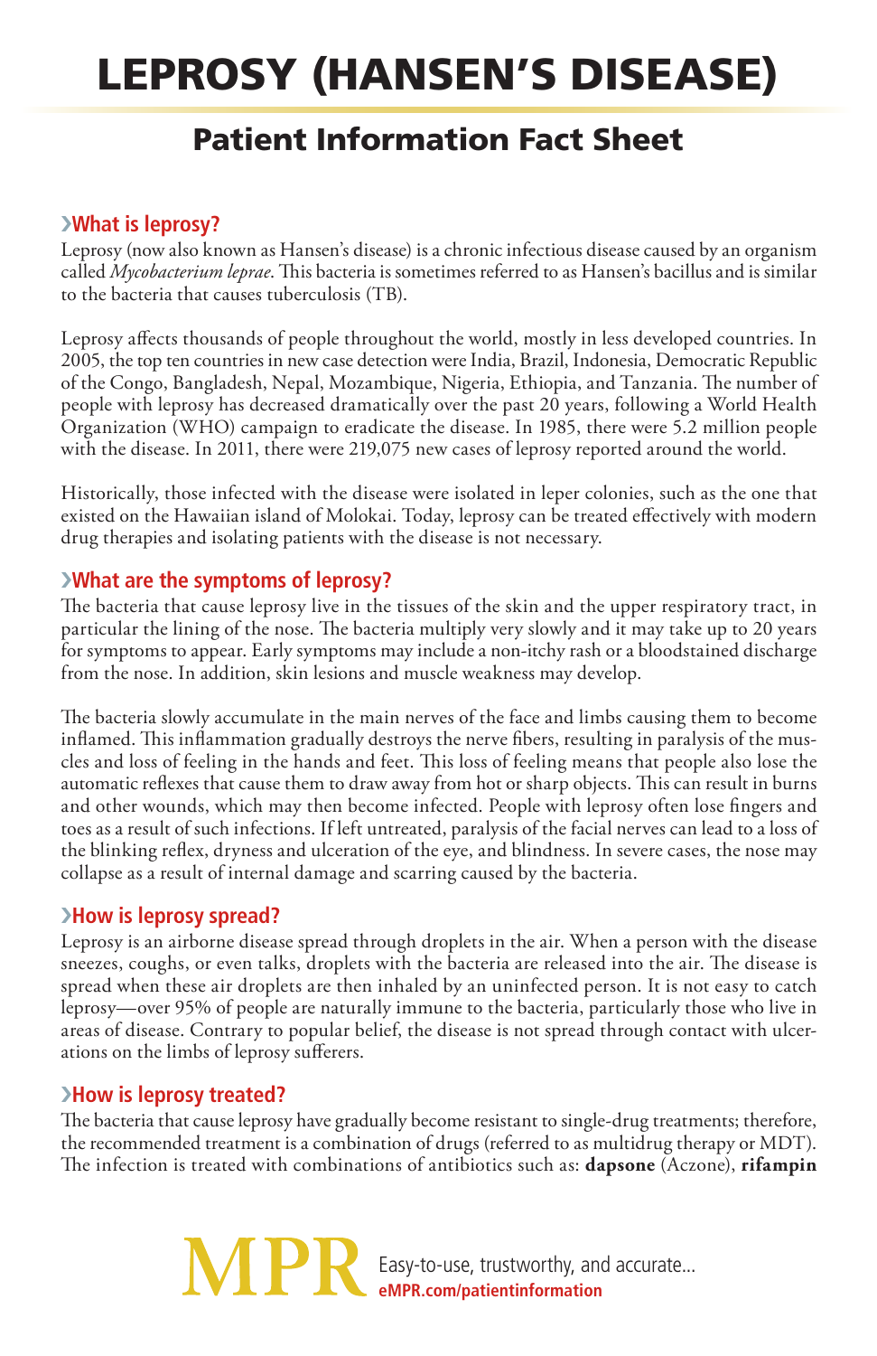# LEPROSY (HANSEN'S DISEASE)

## Patient Information Fact Sheet

### ›What is leprosy?

Leprosy (now also known as Hansen's disease) is a chronic infectious disease caused by an organism called *Mycobacterium leprae*. This bacteria is sometimes referred to as Hansen's bacillus and is similar to the bacteria that causes tuberculosis (TB).

Leprosy affects thousands of people throughout the world, mostly in less developed countries. In 2005, the top ten countries in new case detection were India, Brazil, Indonesia, Democratic Republic of the Congo, Bangladesh, Nepal, Mozambique, Nigeria, Ethiopia, and Tanzania. The number of people with leprosy has decreased dramatically over the past 20 years, following a World Health Organization (WHO) campaign to eradicate the disease. In 1985, there were 5.2 million people with the disease. In 2011, there were 219,075 new cases of leprosy reported around the world.

Historically, those infected with the disease were isolated in leper colonies, such as the one that existed on the Hawaiian island of Molokai. Today, leprosy can be treated effectively with modern drug therapies and isolating patients with the disease is not necessary.

### ›What are the symptoms of leprosy?

The bacteria that cause leprosy live in the tissues of the skin and the upper respiratory tract, in particular the lining of the nose. The bacteria multiply very slowly and it may take up to 20 years for symptoms to appear. Early symptoms may include a non-itchy rash or a bloodstained discharge from the nose. In addition, skin lesions and muscle weakness may develop.

The bacteria slowly accumulate in the main nerves of the face and limbs causing them to become inflamed. This inflammation gradually destroys the nerve fibers, resulting in paralysis of the muscles and loss of feeling in the hands and feet. This loss of feeling means that people also lose the automatic reflexes that cause them to draw away from hot or sharp objects. This can result in burns and other wounds, which may then become infected. People with leprosy often lose fingers and toes as a result of such infections. If left untreated, paralysis of the facial nerves can lead to a loss of the blinking reflex, dryness and ulceration of the eye, and blindness. In severe cases, the nose may collapse as a result of internal damage and scarring caused by the bacteria.

### ›How is leprosy spread?

Leprosy is an airborne disease spread through droplets in the air. When a person with the disease sneezes, coughs, or even talks, droplets with the bacteria are released into the air. The disease is spread when these air droplets are then inhaled by an uninfected person. It is not easy to catch leprosy—over 95% of people are naturally immune to the bacteria, particularly those who live in areas of disease. Contrary to popular belief, the disease is not spread through contact with ulcerations on the limbs of leprosy sufferers.

### ›How is leprosy treated?

The bacteria that cause leprosy have gradually become resistant to single-drug treatments; therefore, the recommended treatment is a combination of drugs (referred to as multidrug therapy or MDT). The infection is treated with combinations of antibiotics such as: **dapsone** (Aczone), **rifampin**

MPR Easy-to-use, trustworthy, and accurate... eMPR.com/patientinformation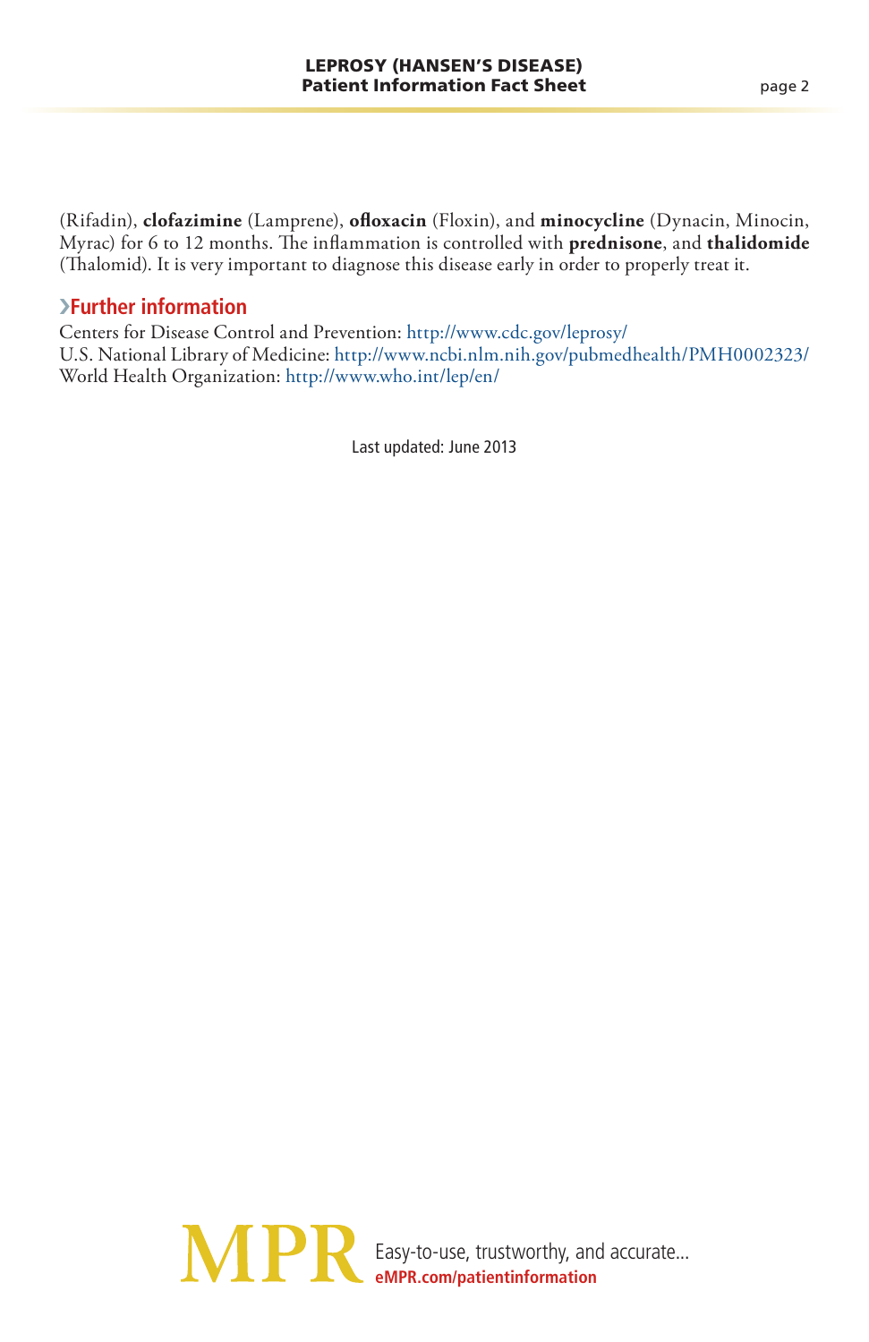(Rifadin), **clofazimine** (Lamprene), **ofloxacin** (Floxin), and **minocycline** (Dynacin, Minocin, Myrac) for 6 to 12 months. The inflammation is controlled with **prednisone**, and **thalidomide** (Thalomid). It is very important to diagnose this disease early in order to properly treat it.

## ›Further information

Centers for Disease Control and Prevention: http://www.cdc.gov/leprosy/
U.S. National Library of Medicine: http://www.ncbi.nlm.nih.gov/pubmedhealth/PMH0002323/
World Health Organization: http://www.who.int/lep/en/

Last updated: June 2013

MPR Easy-to-use, trustworthy, and accurate...
eMPR.com/patientinformation